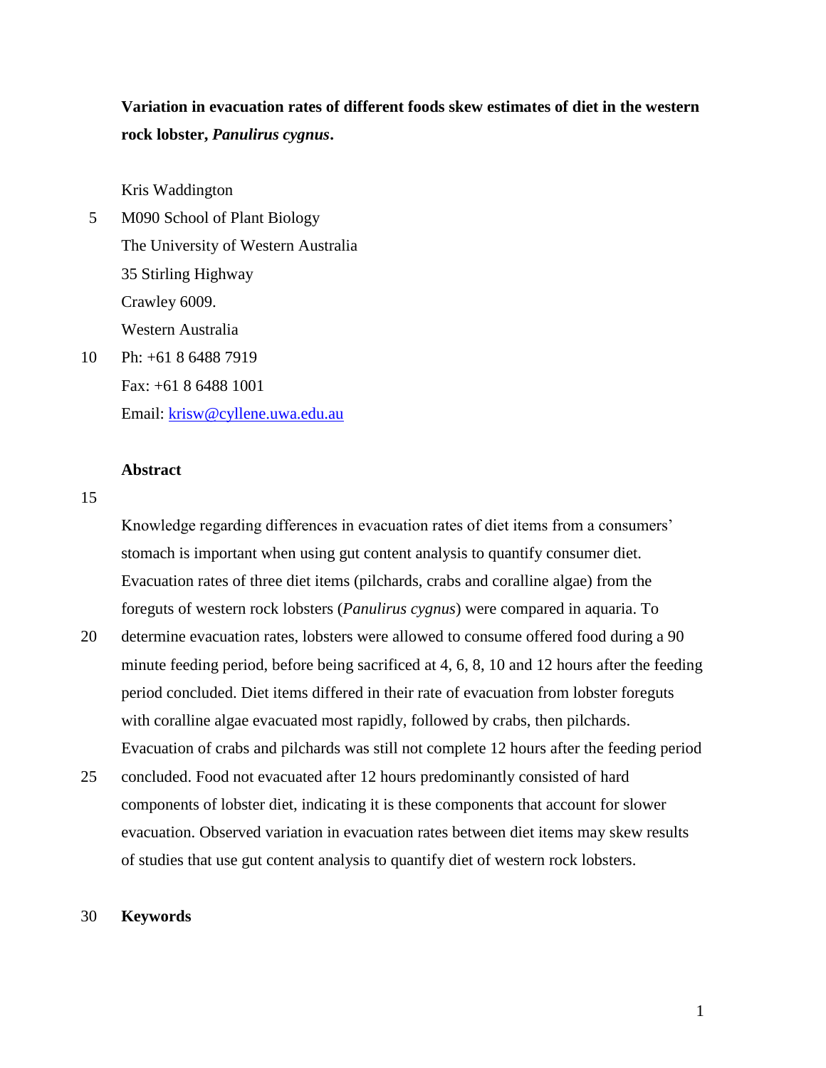**Variation in evacuation rates of different foods skew estimates of diet in the western rock lobster, *Panulirus cygnus*.**

Kris Waddington

M090 School of Plant Biology

The University of Western Australia

35 Stirling Highway

Crawley 6009.

Western Australia

Ph: +61 8 6488 7919

Fax: +61 8 6488 1001

Email: krisw@cyllene.uwa.edu.au

## Abstract

Knowledge regarding differences in evacuation rates of diet items from a consumers' stomach is important when using gut content analysis to quantify consumer diet. Evacuation rates of three diet items (pilchards, crabs and coralline algae) from the foreguts of western rock lobsters (*Panulirus cygnus*) were compared in aquaria. To determine evacuation rates, lobsters were allowed to consume offered food during a 90 minute feeding period, before being sacrificed at 4, 6, 8, 10 and 12 hours after the feeding period concluded. Diet items differed in their rate of evacuation from lobster foreguts with coralline algae evacuated most rapidly, followed by crabs, then pilchards. Evacuation of crabs and pilchards was still not complete 12 hours after the feeding period concluded. Food not evacuated after 12 hours predominantly consisted of hard components of lobster diet, indicating it is these components that account for slower evacuation. Observed variation in evacuation rates between diet items may skew results of studies that use gut content analysis to quantify diet of western rock lobsters.

## Keywords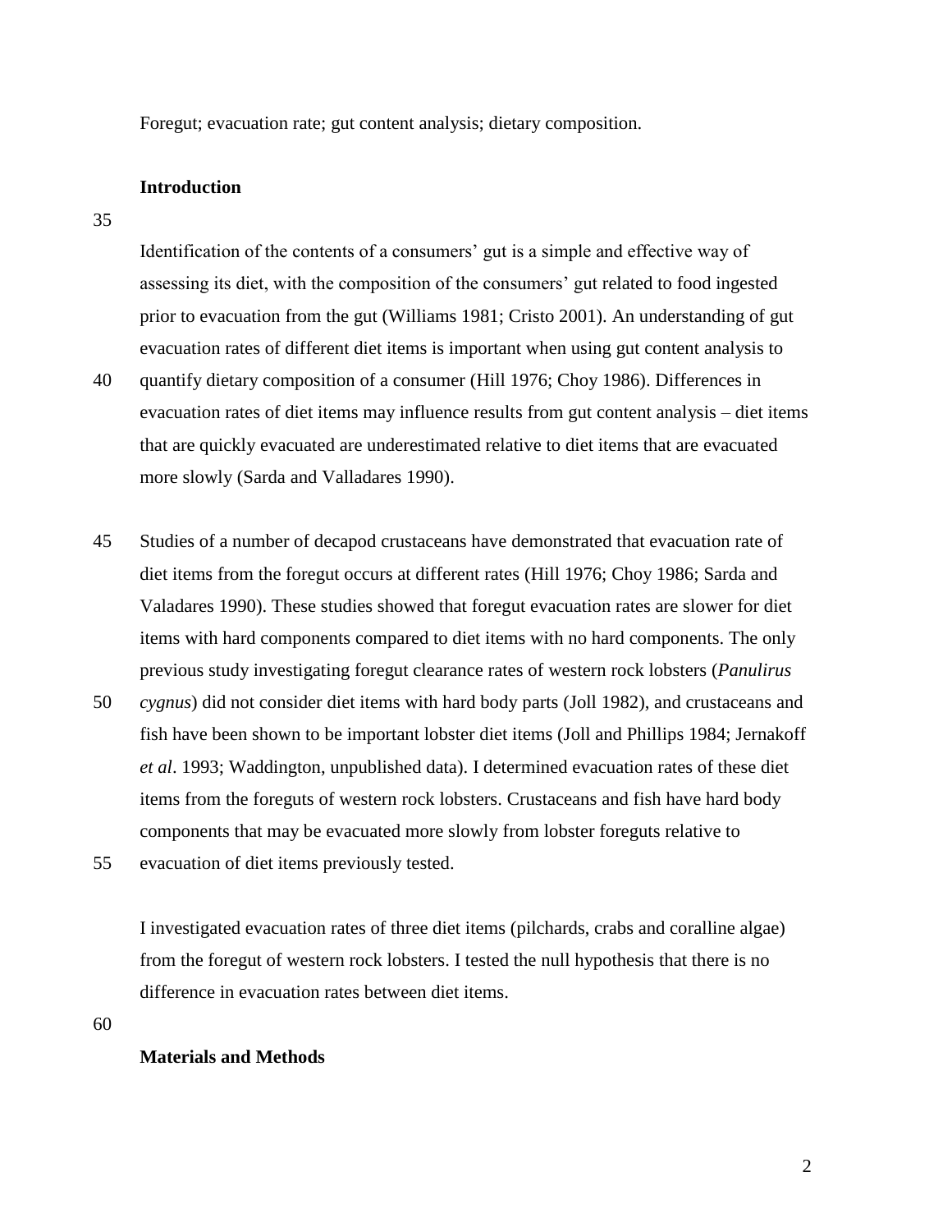Foregut; evacuation rate; gut content analysis; dietary composition.

## Introduction

Identification of the contents of a consumers' gut is a simple and effective way of assessing its diet, with the composition of the consumers' gut related to food ingested prior to evacuation from the gut (Williams 1981; Cristo 2001). An understanding of gut evacuation rates of different diet items is important when using gut content analysis to quantify dietary composition of a consumer (Hill 1976; Choy 1986). Differences in evacuation rates of diet items may influence results from gut content analysis – diet items that are quickly evacuated are underestimated relative to diet items that are evacuated more slowly (Sarda and Valladares 1990).

Studies of a number of decapod crustaceans have demonstrated that evacuation rate of diet items from the foregut occurs at different rates (Hill 1976; Choy 1986; Sarda and Valadares 1990). These studies showed that foregut evacuation rates are slower for diet items with hard components compared to diet items with no hard components. The only previous study investigating foregut clearance rates of western rock lobsters (*Panulirus cygnus*) did not consider diet items with hard body parts (Joll 1982), and crustaceans and fish have been shown to be important lobster diet items (Joll and Phillips 1984; Jernakoff *et al*. 1993; Waddington, unpublished data). I determined evacuation rates of these diet items from the foreguts of western rock lobsters. Crustaceans and fish have hard body components that may be evacuated more slowly from lobster foreguts relative to evacuation of diet items previously tested.

I investigated evacuation rates of three diet items (pilchards, crabs and coralline algae) from the foregut of western rock lobsters. I tested the null hypothesis that there is no difference in evacuation rates between diet items.

## Materials and Methods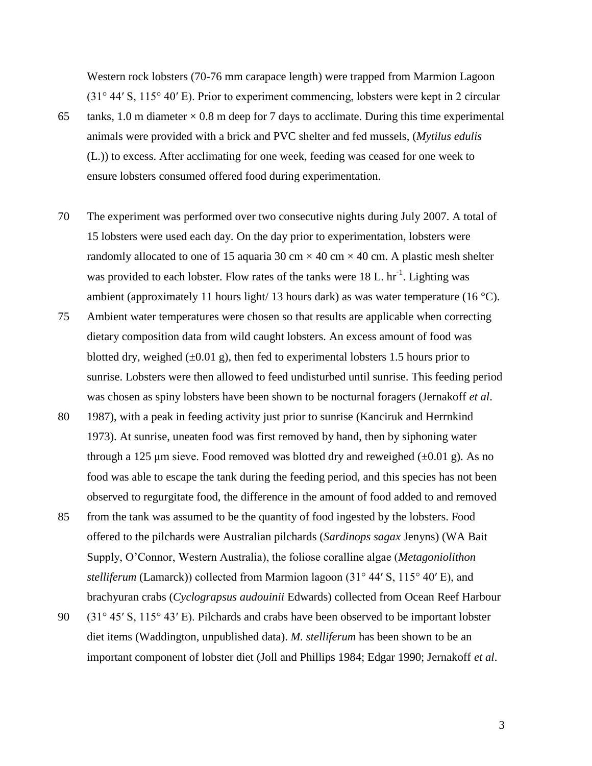Western rock lobsters (70-76 mm carapace length) were trapped from Marmion Lagoon (31° 44′ S, 115° 40′ E). Prior to experiment commencing, lobsters were kept in 2 circular tanks, 1.0 m diameter × 0.8 m deep for 7 days to acclimate. During this time experimental animals were provided with a brick and PVC shelter and fed mussels, (*Mytilus edulis* (L.)) to excess. After acclimating for one week, feeding was ceased for one week to ensure lobsters consumed offered food during experimentation.

The experiment was performed over two consecutive nights during July 2007. A total of 15 lobsters were used each day. On the day prior to experimentation, lobsters were randomly allocated to one of 15 aquaria 30 cm × 40 cm × 40 cm. A plastic mesh shelter was provided to each lobster. Flow rates of the tanks were 18 L. $hr^{-1}$. Lighting was ambient (approximately 11 hours light/ 13 hours dark) as was water temperature (16 °C). Ambient water temperatures were chosen so that results are applicable when correcting dietary composition data from wild caught lobsters. An excess amount of food was blotted dry, weighed (±0.01 g), then fed to experimental lobsters 1.5 hours prior to sunrise. Lobsters were then allowed to feed undisturbed until sunrise. This feeding period was chosen as spiny lobsters have been shown to be nocturnal foragers (Jernakoff *et al*. 1987), with a peak in feeding activity just prior to sunrise (Kanciruk and Herrnkind 1973). At sunrise, uneaten food was first removed by hand, then by siphoning water through a 125 μm sieve. Food removed was blotted dry and reweighed (±0.01 g). As no food was able to escape the tank during the feeding period, and this species has not been observed to regurgitate food, the difference in the amount of food added to and removed from the tank was assumed to be the quantity of food ingested by the lobsters. Food offered to the pilchards were Australian pilchards (*Sardinops sagax* Jenyns) (WA Bait Supply, O'Connor, Western Australia), the foliose coralline algae (*Metagoniolithon stelliferum* (Lamarck)) collected from Marmion lagoon (31° 44′ S, 115° 40′ E), and brachyuran crabs (*Cyclograpsus audouinii* Edwards) collected from Ocean Reef Harbour (31° 45′ S, 115° 43′ E). Pilchards and crabs have been observed to be important lobster diet items (Waddington, unpublished data). *M. stelliferum* has been shown to be an important component of lobster diet (Joll and Phillips 1984; Edgar 1990; Jernakoff *et al*.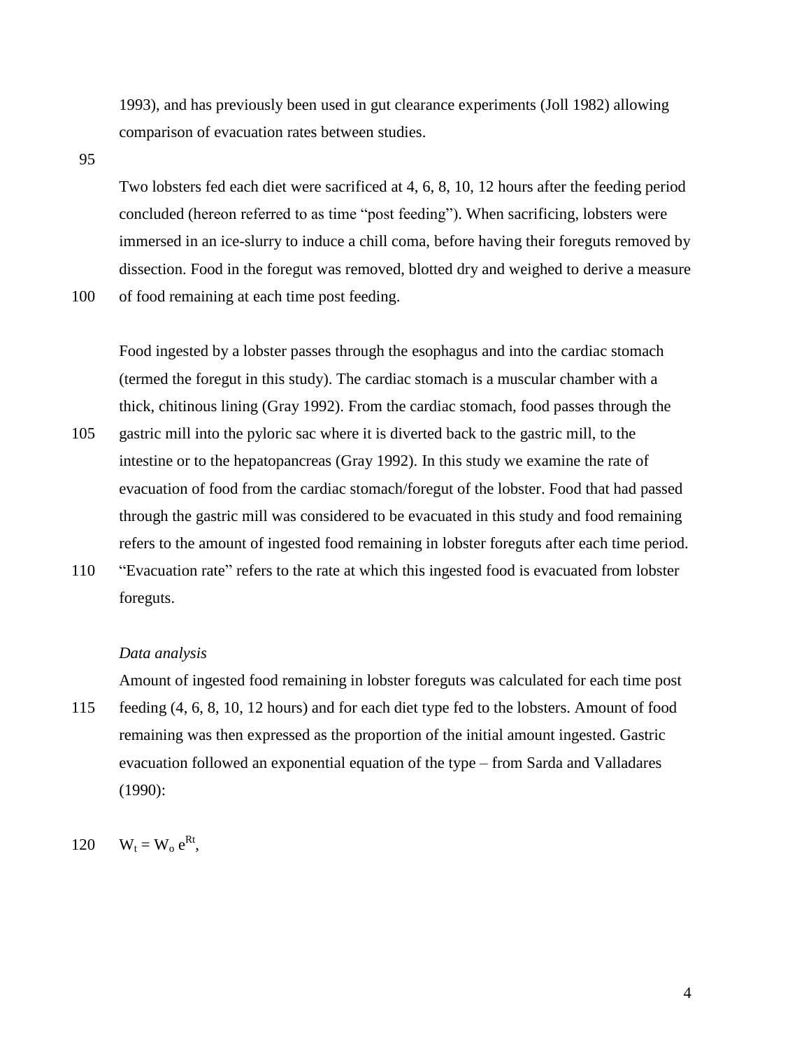1993), and has previously been used in gut clearance experiments (Joll 1982) allowing comparison of evacuation rates between studies.

Two lobsters fed each diet were sacrificed at 4, 6, 8, 10, 12 hours after the feeding period concluded (hereon referred to as time "post feeding"). When sacrificing, lobsters were immersed in an ice-slurry to induce a chill coma, before having their foreguts removed by dissection. Food in the foregut was removed, blotted dry and weighed to derive a measure of food remaining at each time post feeding.

Food ingested by a lobster passes through the esophagus and into the cardiac stomach (termed the foregut in this study). The cardiac stomach is a muscular chamber with a thick, chitinous lining (Gray 1992). From the cardiac stomach, food passes through the gastric mill into the pyloric sac where it is diverted back to the gastric mill, to the intestine or to the hepatopancreas (Gray 1992). In this study we examine the rate of evacuation of food from the cardiac stomach/foregut of the lobster. Food that had passed through the gastric mill was considered to be evacuated in this study and food remaining refers to the amount of ingested food remaining in lobster foreguts after each time period. "Evacuation rate" refers to the rate at which this ingested food is evacuated from lobster foreguts.

*Data analysis*

Amount of ingested food remaining in lobster foreguts was calculated for each time post feeding (4, 6, 8, 10, 12 hours) and for each diet type fed to the lobsters. Amount of food remaining was then expressed as the proportion of the initial amount ingested. Gastric evacuation followed an exponential equation of the type – from Sarda and Valladares (1990):

$$W_t = W_o \, e^{Rt},$$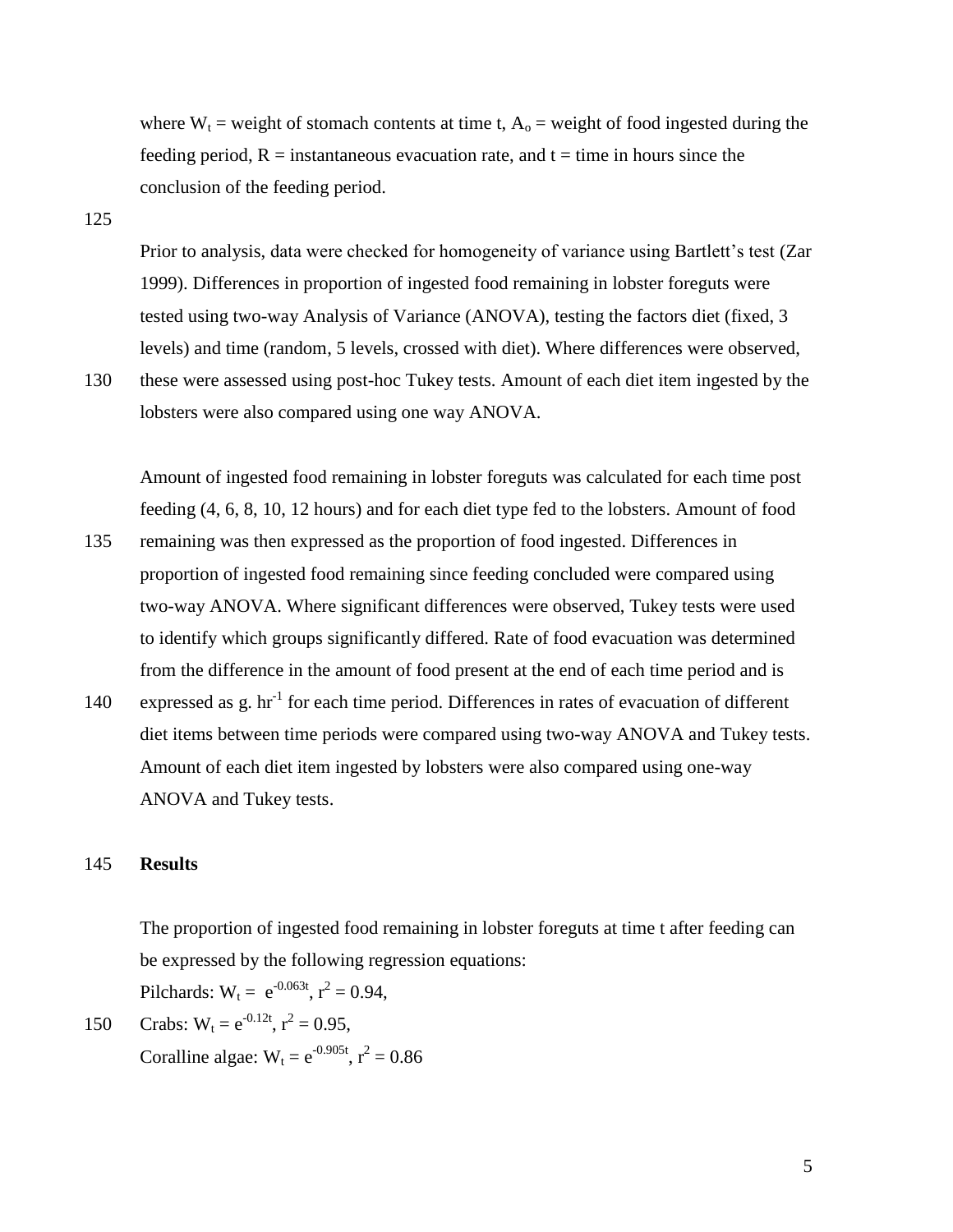where $W_t$ = weight of stomach contents at time t, $A_o$ = weight of food ingested during the feeding period, R = instantaneous evacuation rate, and t = time in hours since the conclusion of the feeding period.

Prior to analysis, data were checked for homogeneity of variance using Bartlett's test (Zar 1999). Differences in proportion of ingested food remaining in lobster foreguts were tested using two-way Analysis of Variance (ANOVA), testing the factors diet (fixed, 3 levels) and time (random, 5 levels, crossed with diet). Where differences were observed, these were assessed using post-hoc Tukey tests. Amount of each diet item ingested by the lobsters were also compared using one way ANOVA.

Amount of ingested food remaining in lobster foreguts was calculated for each time post feeding (4, 6, 8, 10, 12 hours) and for each diet type fed to the lobsters. Amount of food remaining was then expressed as the proportion of food ingested. Differences in proportion of ingested food remaining since feeding concluded were compared using two-way ANOVA. Where significant differences were observed, Tukey tests were used to identify which groups significantly differed. Rate of food evacuation was determined from the difference in the amount of food present at the end of each time period and is expressed as g. $hr^{-1}$ for each time period. Differences in rates of evacuation of different diet items between time periods were compared using two-way ANOVA and Tukey tests. Amount of each diet item ingested by lobsters were also compared using one-way ANOVA and Tukey tests.

## Results

The proportion of ingested food remaining in lobster foreguts at time t after feeding can be expressed by the following regression equations:

Pilchards: $W_t = e^{-0.063t}$, $r^2 = 0.94$,

Crabs: $W_t = e^{-0.12t}$, $r^2 = 0.95$,

Coralline algae: $W_t = e^{-0.905t}$, $r^2 = 0.86$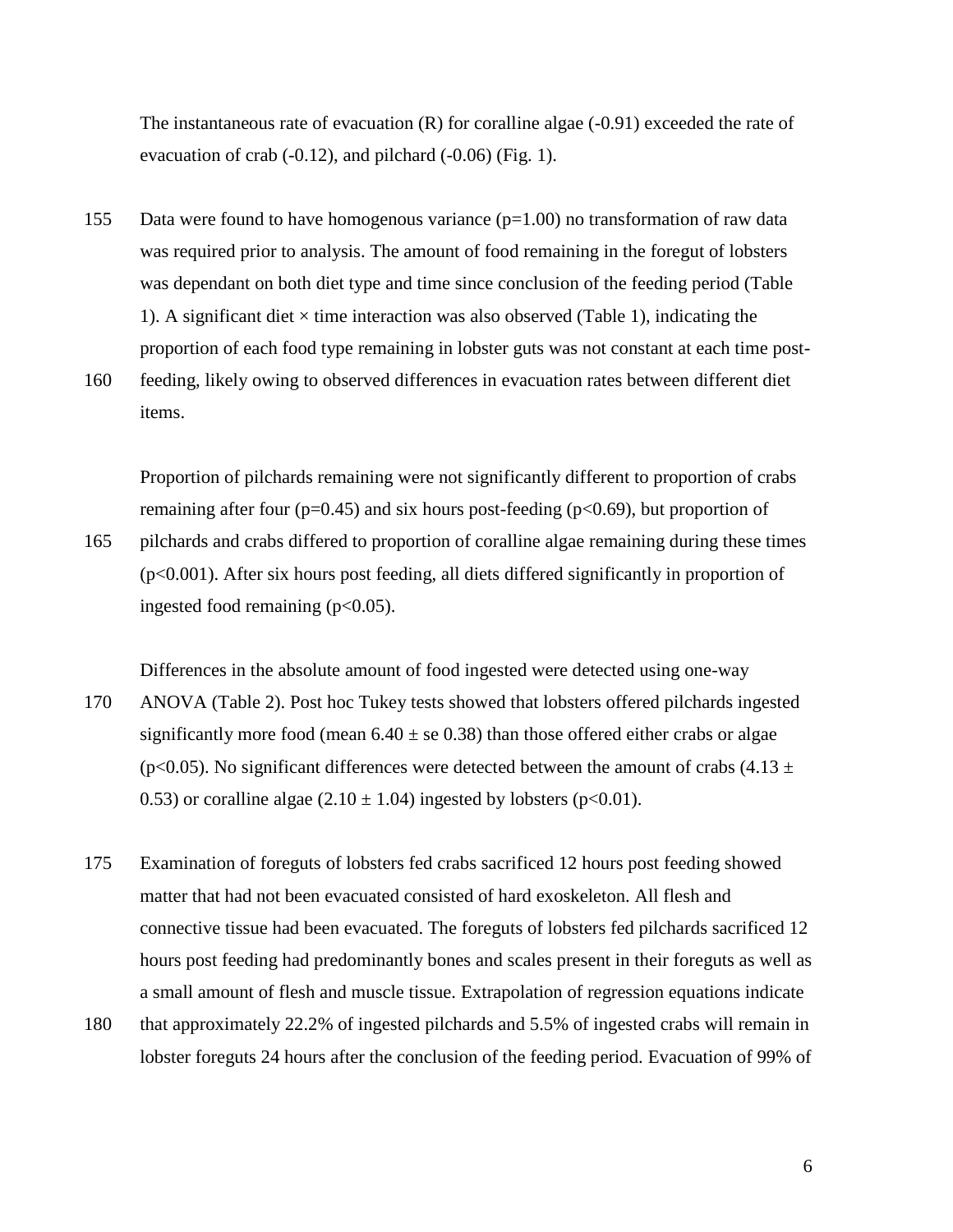The instantaneous rate of evacuation (R) for coralline algae (-0.91) exceeded the rate of evacuation of crab (-0.12), and pilchard (-0.06) (Fig. 1).

Data were found to have homogenous variance ($p=1.00$) no transformation of raw data was required prior to analysis. The amount of food remaining in the foregut of lobsters was dependant on both diet type and time since conclusion of the feeding period (Table 1). A significant diet × time interaction was also observed (Table 1), indicating the proportion of each food type remaining in lobster guts was not constant at each time post-feeding, likely owing to observed differences in evacuation rates between different diet items.

Proportion of pilchards remaining were not significantly different to proportion of crabs remaining after four ($p=0.45$) and six hours post-feeding ($p<0.69$), but proportion of pilchards and crabs differed to proportion of coralline algae remaining during these times ($p<0.001$). After six hours post feeding, all diets differed significantly in proportion of ingested food remaining ($p<0.05$).

Differences in the absolute amount of food ingested were detected using one-way ANOVA (Table 2). Post hoc Tukey tests showed that lobsters offered pilchards ingested significantly more food (mean $6.40 \pm$ se $0.38$) than those offered either crabs or algae ($p<0.05$). No significant differences were detected between the amount of crabs ($4.13 \pm 0.53$) or coralline algae ($2.10 \pm 1.04$) ingested by lobsters ($p<0.01$).

Examination of foreguts of lobsters fed crabs sacrificed 12 hours post feeding showed matter that had not been evacuated consisted of hard exoskeleton. All flesh and connective tissue had been evacuated. The foreguts of lobsters fed pilchards sacrificed 12 hours post feeding had predominantly bones and scales present in their foreguts as well as a small amount of flesh and muscle tissue. Extrapolation of regression equations indicate that approximately 22.2% of ingested pilchards and 5.5% of ingested crabs will remain in lobster foreguts 24 hours after the conclusion of the feeding period. Evacuation of 99% of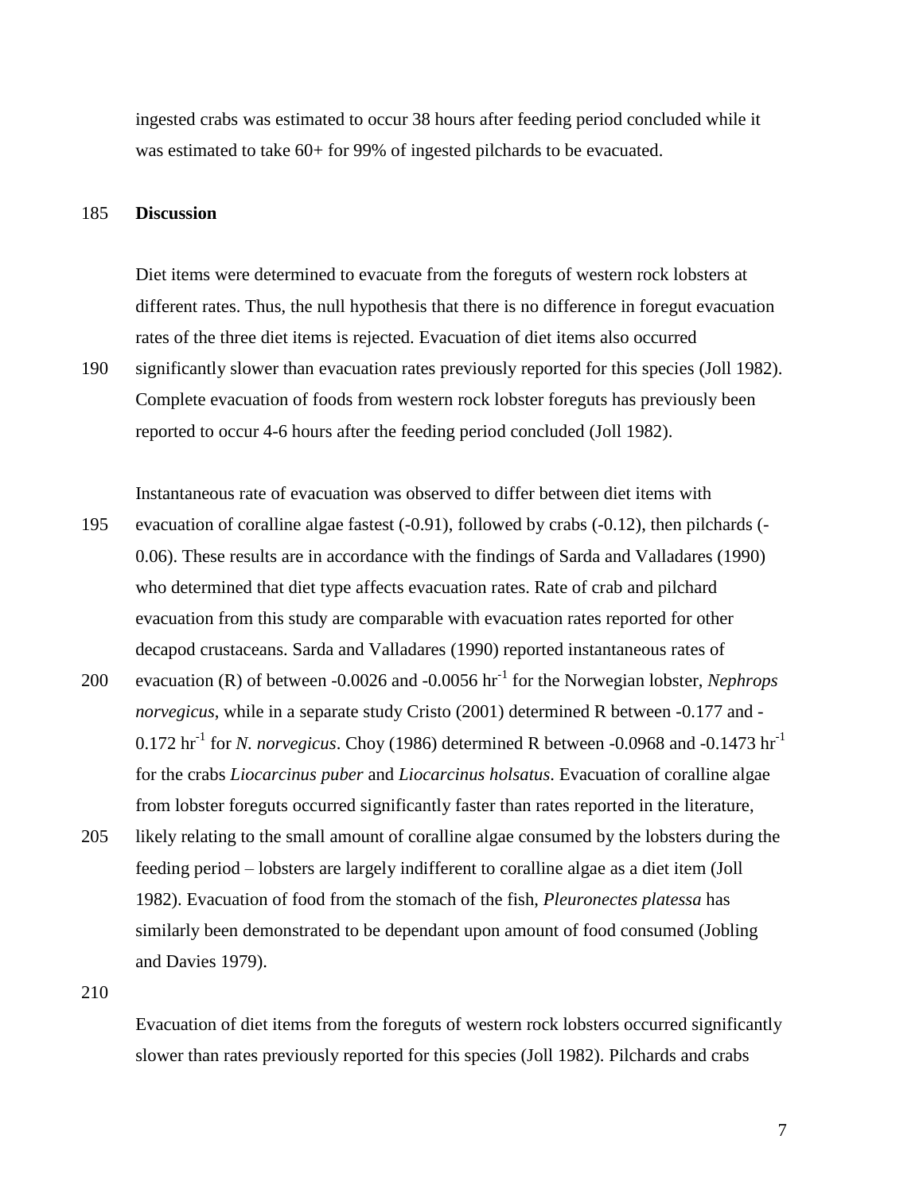ingested crabs was estimated to occur 38 hours after feeding period concluded while it was estimated to take 60+ for 99% of ingested pilchards to be evacuated.

## Discussion

Diet items were determined to evacuate from the foreguts of western rock lobsters at different rates. Thus, the null hypothesis that there is no difference in foregut evacuation rates of the three diet items is rejected. Evacuation of diet items also occurred significantly slower than evacuation rates previously reported for this species (Joll 1982). Complete evacuation of foods from western rock lobster foreguts has previously been reported to occur 4-6 hours after the feeding period concluded (Joll 1982).

Instantaneous rate of evacuation was observed to differ between diet items with evacuation of coralline algae fastest (-0.91), followed by crabs (-0.12), then pilchards (-0.06). These results are in accordance with the findings of Sarda and Valladares (1990) who determined that diet type affects evacuation rates. Rate of crab and pilchard evacuation from this study are comparable with evacuation rates reported for other decapod crustaceans. Sarda and Valladares (1990) reported instantaneous rates of evacuation (R) of between -0.0026 and -0.0056 $hr^{-1}$ for the Norwegian lobster, *Nephrops norvegicus*, while in a separate study Cristo (2001) determined R between -0.177 and -0.172 $hr^{-1}$ for *N. norvegicus*. Choy (1986) determined R between -0.0968 and -0.1473 $hr^{-1}$ for the crabs *Liocarcinus puber* and *Liocarcinus holsatus*. Evacuation of coralline algae from lobster foreguts occurred significantly faster than rates reported in the literature, likely relating to the small amount of coralline algae consumed by the lobsters during the feeding period – lobsters are largely indifferent to coralline algae as a diet item (Joll 1982). Evacuation of food from the stomach of the fish, *Pleuronectes platessa* has similarly been demonstrated to be dependant upon amount of food consumed (Jobling and Davies 1979).

Evacuation of diet items from the foreguts of western rock lobsters occurred significantly slower than rates previously reported for this species (Joll 1982). Pilchards and crabs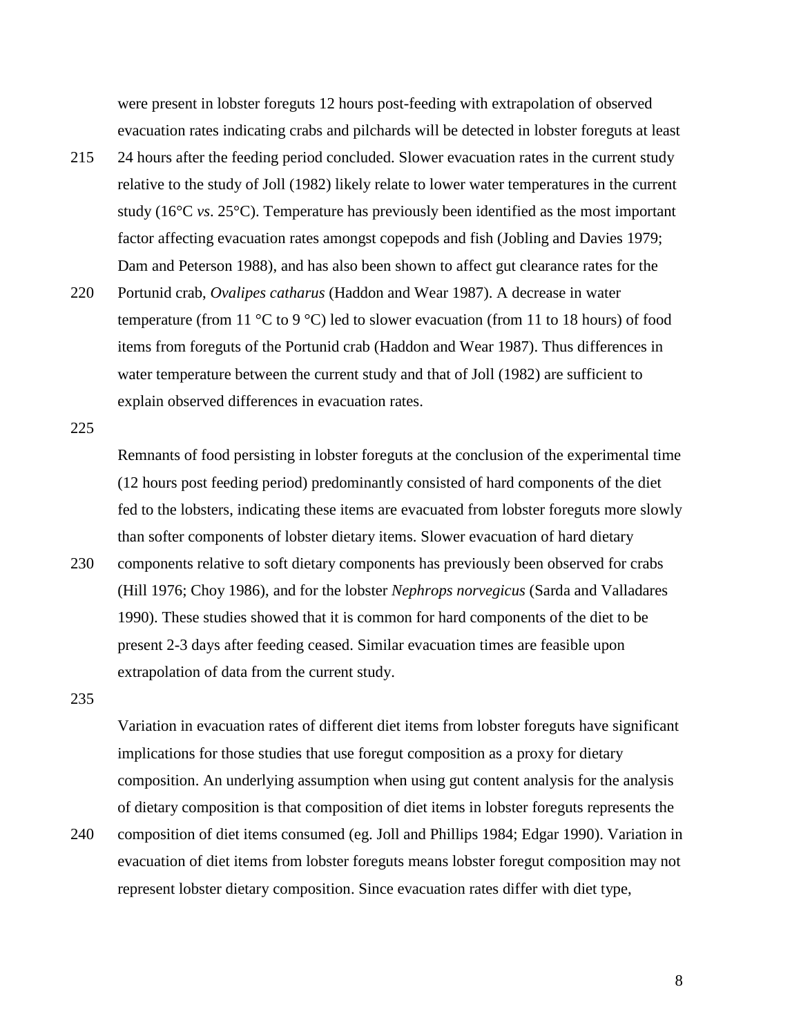were present in lobster foreguts 12 hours post-feeding with extrapolation of observed evacuation rates indicating crabs and pilchards will be detected in lobster foreguts at least 24 hours after the feeding period concluded. Slower evacuation rates in the current study relative to the study of Joll (1982) likely relate to lower water temperatures in the current study (16°C *vs*. 25°C). Temperature has previously been identified as the most important factor affecting evacuation rates amongst copepods and fish (Jobling and Davies 1979; Dam and Peterson 1988), and has also been shown to affect gut clearance rates for the Portunid crab, *Ovalipes catharus* (Haddon and Wear 1987). A decrease in water temperature (from 11 °C to 9 °C) led to slower evacuation (from 11 to 18 hours) of food items from foreguts of the Portunid crab (Haddon and Wear 1987). Thus differences in water temperature between the current study and that of Joll (1982) are sufficient to explain observed differences in evacuation rates.

Remnants of food persisting in lobster foreguts at the conclusion of the experimental time (12 hours post feeding period) predominantly consisted of hard components of the diet fed to the lobsters, indicating these items are evacuated from lobster foreguts more slowly than softer components of lobster dietary items. Slower evacuation of hard dietary components relative to soft dietary components has previously been observed for crabs (Hill 1976; Choy 1986), and for the lobster *Nephrops norvegicus* (Sarda and Valladares 1990). These studies showed that it is common for hard components of the diet to be present 2-3 days after feeding ceased. Similar evacuation times are feasible upon extrapolation of data from the current study.

Variation in evacuation rates of different diet items from lobster foreguts have significant implications for those studies that use foregut composition as a proxy for dietary composition. An underlying assumption when using gut content analysis for the analysis of dietary composition is that composition of diet items in lobster foreguts represents the composition of diet items consumed (eg. Joll and Phillips 1984; Edgar 1990). Variation in evacuation of diet items from lobster foreguts means lobster foregut composition may not represent lobster dietary composition. Since evacuation rates differ with diet type,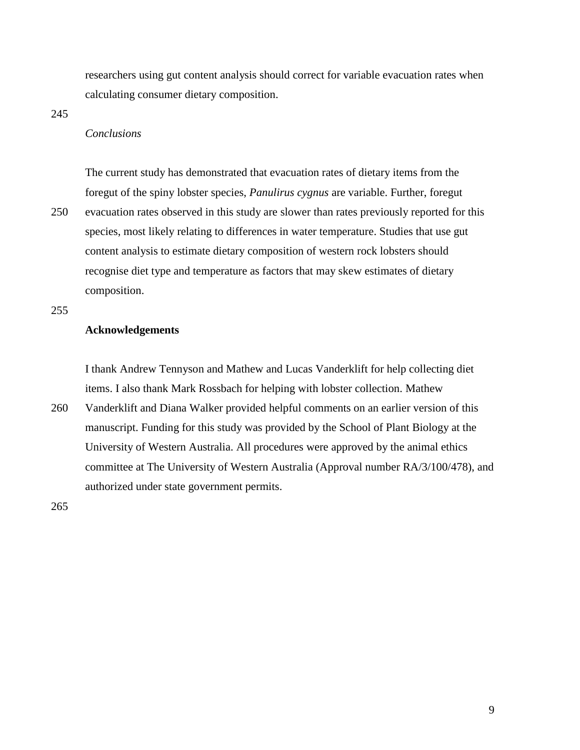researchers using gut content analysis should correct for variable evacuation rates when calculating consumer dietary composition.

*Conclusions*

The current study has demonstrated that evacuation rates of dietary items from the foregut of the spiny lobster species, *Panulirus cygnus* are variable. Further, foregut evacuation rates observed in this study are slower than rates previously reported for this species, most likely relating to differences in water temperature. Studies that use gut content analysis to estimate dietary composition of western rock lobsters should recognise diet type and temperature as factors that may skew estimates of dietary composition.

## Acknowledgements

I thank Andrew Tennyson and Mathew and Lucas Vanderklift for help collecting diet items. I also thank Mark Rossbach for helping with lobster collection. Mathew Vanderklift and Diana Walker provided helpful comments on an earlier version of this manuscript. Funding for this study was provided by the School of Plant Biology at the University of Western Australia. All procedures were approved by the animal ethics committee at The University of Western Australia (Approval number RA/3/100/478), and authorized under state government permits.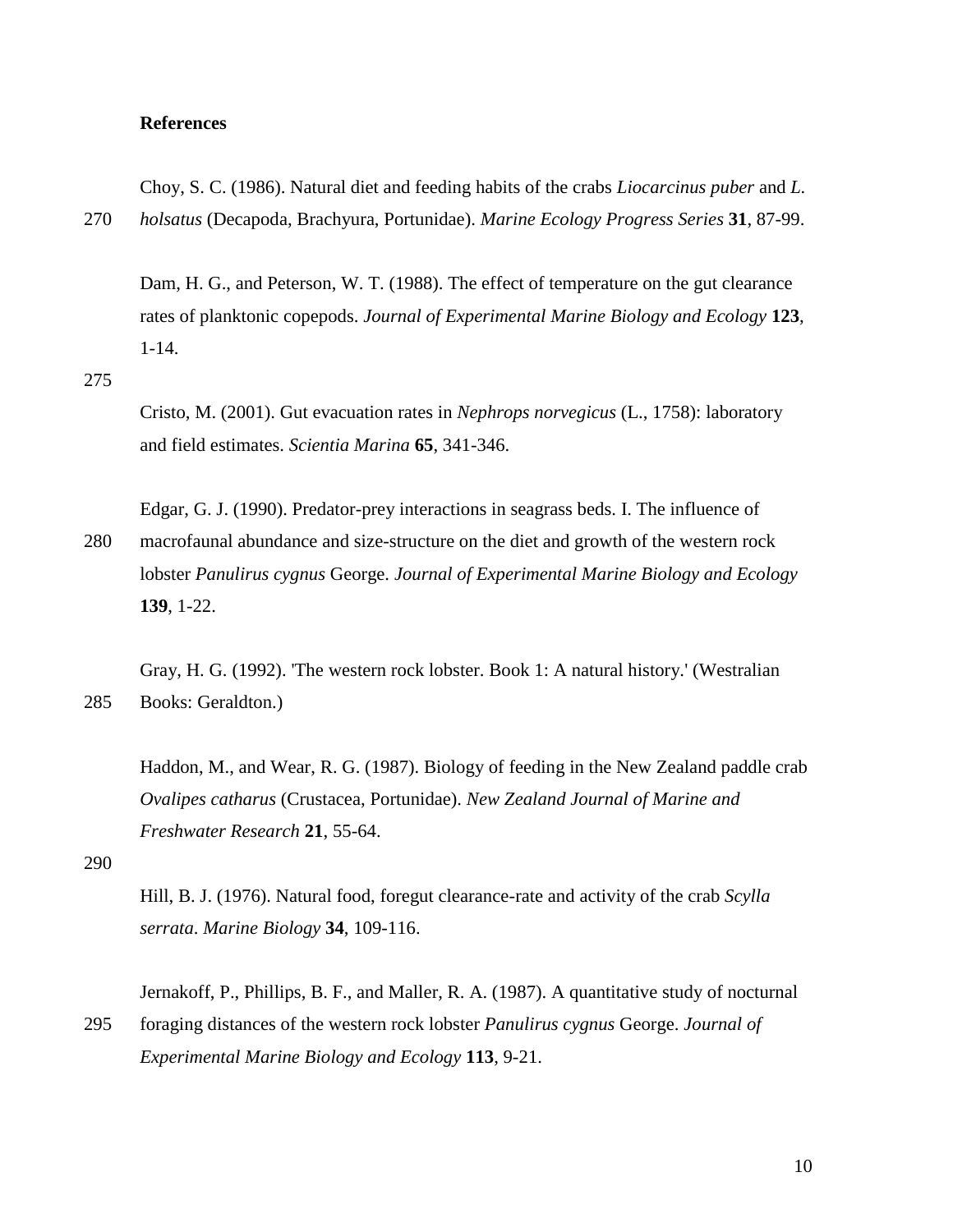## References

Choy, S. C. (1986). Natural diet and feeding habits of the crabs *Liocarcinus puber* and *L. holsatus* (Decapoda, Brachyura, Portunidae). *Marine Ecology Progress Series* **31**, 87-99.

Dam, H. G., and Peterson, W. T. (1988). The effect of temperature on the gut clearance rates of planktonic copepods. *Journal of Experimental Marine Biology and Ecology* **123**, 1-14.

Cristo, M. (2001). Gut evacuation rates in *Nephrops norvegicus* (L., 1758): laboratory and field estimates. *Scientia Marina* **65**, 341-346.

Edgar, G. J. (1990). Predator-prey interactions in seagrass beds. I. The influence of macrofaunal abundance and size-structure on the diet and growth of the western rock lobster *Panulirus cygnus* George. *Journal of Experimental Marine Biology and Ecology* **139**, 1-22.

Gray, H. G. (1992). 'The western rock lobster. Book 1: A natural history.' (Westralian Books: Geraldton.)

Haddon, M., and Wear, R. G. (1987). Biology of feeding in the New Zealand paddle crab *Ovalipes catharus* (Crustacea, Portunidae). *New Zealand Journal of Marine and Freshwater Research* **21**, 55-64.

Hill, B. J. (1976). Natural food, foregut clearance-rate and activity of the crab *Scylla serrata*. *Marine Biology* **34**, 109-116.

Jernakoff, P., Phillips, B. F., and Maller, R. A. (1987). A quantitative study of nocturnal foraging distances of the western rock lobster *Panulirus cygnus* George. *Journal of Experimental Marine Biology and Ecology* **113**, 9-21.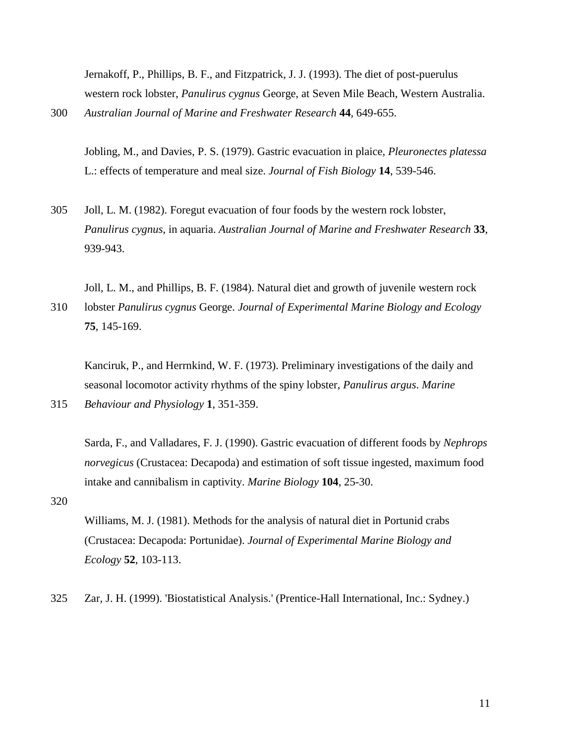Jernakoff, P., Phillips, B. F., and Fitzpatrick, J. J. (1993). The diet of post-puerulus western rock lobster, *Panulirus cygnus* George, at Seven Mile Beach, Western Australia. *Australian Journal of Marine and Freshwater Research* **44**, 649-655.

Jobling, M., and Davies, P. S. (1979). Gastric evacuation in plaice, *Pleuronectes platessa* L.: effects of temperature and meal size. *Journal of Fish Biology* **14**, 539-546.

Joll, L. M. (1982). Foregut evacuation of four foods by the western rock lobster, *Panulirus cygnus*, in aquaria. *Australian Journal of Marine and Freshwater Research* **33**, 939-943.

Joll, L. M., and Phillips, B. F. (1984). Natural diet and growth of juvenile western rock lobster *Panulirus cygnus* George. *Journal of Experimental Marine Biology and Ecology* **75**, 145-169.

Kanciruk, P., and Herrnkind, W. F. (1973). Preliminary investigations of the daily and seasonal locomotor activity rhythms of the spiny lobster, *Panulirus argus*. *Marine Behaviour and Physiology* **1**, 351-359.

Sarda, F., and Valladares, F. J. (1990). Gastric evacuation of different foods by *Nephrops norvegicus* (Crustacea: Decapoda) and estimation of soft tissue ingested, maximum food intake and cannibalism in captivity. *Marine Biology* **104**, 25-30.

Williams, M. J. (1981). Methods for the analysis of natural diet in Portunid crabs (Crustacea: Decapoda: Portunidae). *Journal of Experimental Marine Biology and Ecology* **52**, 103-113.

Zar, J. H. (1999). 'Biostatistical Analysis.' (Prentice-Hall International, Inc.: Sydney.)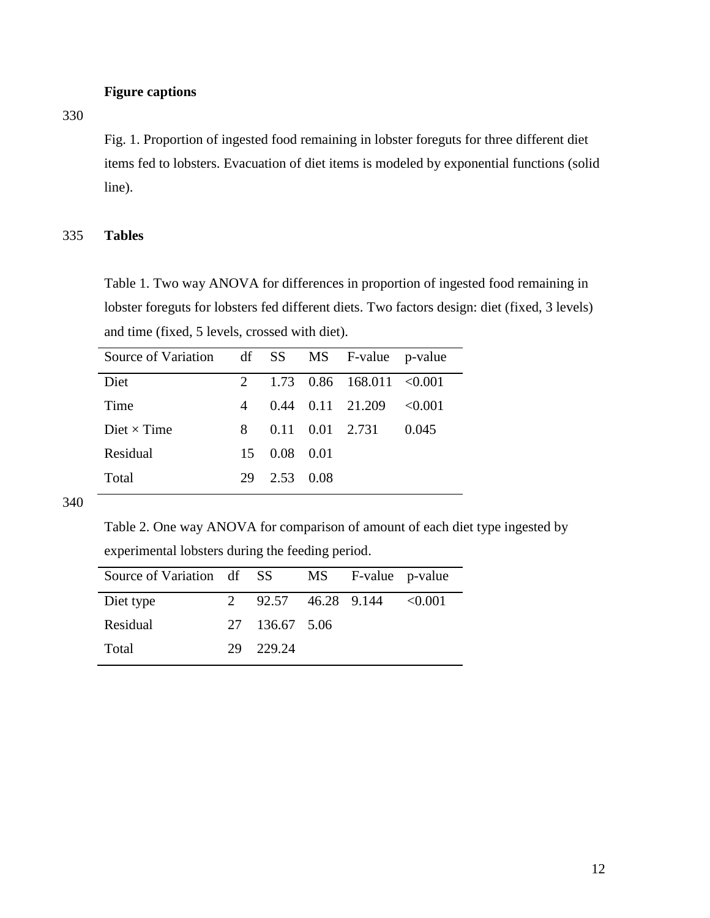**Figure captions**

Fig. 1. Proportion of ingested food remaining in lobster foreguts for three different diet items fed to lobsters. Evacuation of diet items is modeled by exponential functions (solid line).

**Tables**

Table 1. Two way ANOVA for differences in proportion of ingested food remaining in lobster foreguts for lobsters fed different diets. Two factors design: diet (fixed, 3 levels) and time (fixed, 5 levels, crossed with diet).

| Source of Variation | df | SS | MS | F-value | p-value |
|---|---|---|---|---|---|
| Diet | 2 | 1.73 | 0.86 | 168.011 | <0.001 |
| Time | 4 | 0.44 | 0.11 | 21.209 | <0.001 |
| Diet × Time | 8 | 0.11 | 0.01 | 2.731 | 0.045 |
| Residual | 15 | 0.08 | 0.01 | | |
| Total | 29 | 2.53 | 0.08 | | |

Table 2. One way ANOVA for comparison of amount of each diet type ingested by experimental lobsters during the feeding period.

| Source of Variation | df | SS | MS | F-value | p-value |
|---|---|---|---|---|---|
| Diet type | 2 | 92.57 | 46.28 | 9.144 | <0.001 |
| Residual | 27 | 136.67 | 5.06 | | |
| Total | 29 | 229.24 | | | |